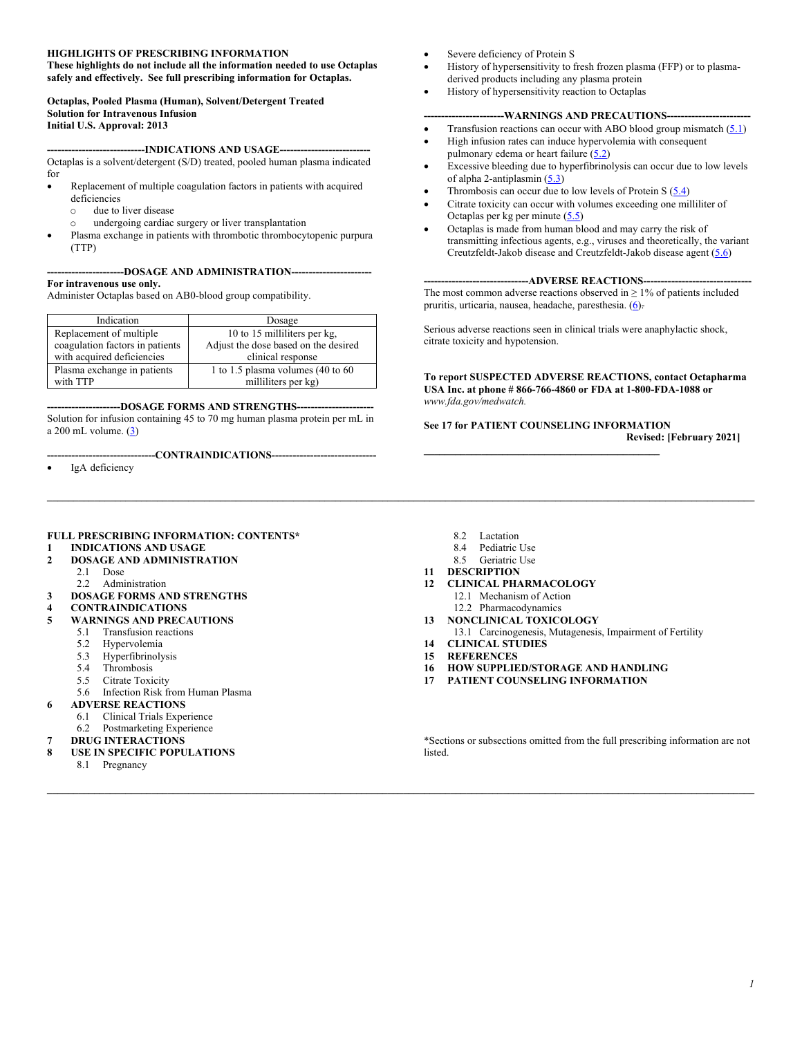**HIGHLIGHTS OF PRESCRIBING INFORMATION**

**These highlights do not include all the information needed to use Octaplas safely and effectively. See full prescribing information for Octaplas.**

**Octaplas, Pooled Plasma (Human), Solvent/Detergent Treated**
**Solution for Intravenous Infusion**
**Initial U.S. Approval: 2013**

**----------------------------INDICATIONS AND USAGE--------------------------**

Octaplas is a solvent/detergent (S/D) treated, pooled human plasma indicated for

- Replacement of multiple coagulation factors in patients with acquired deficiencies
  - due to liver disease
  - undergoing cardiac surgery or liver transplantation
- Plasma exchange in patients with thrombotic thrombocytopenic purpura (TTP)

**----------------------DOSAGE AND ADMINISTRATION-----------------------**

**For intravenous use only.**

Administer Octaplas based on AB0-blood group compatibility.

| Indication | Dosage |
|---|---|
| Replacement of multiple coagulation factors in patients with acquired deficiencies | 10 to 15 milliliters per kg, Adjust the dose based on the desired clinical response |
| Plasma exchange in patients with TTP | 1 to 1.5 plasma volumes (40 to 60 milliliters per kg) |

**---------------------DOSAGE FORMS AND STRENGTHS----------------------**

Solution for infusion containing 45 to 70 mg human plasma protein per mL in a 200 mL volume. (3)

**-------------------------------CONTRAINDICATIONS------------------------------**

- IgA deficiency
- Severe deficiency of Protein S
- History of hypersensitivity to fresh frozen plasma (FFP) or to plasma-derived products including any plasma protein
- History of hypersensitivity reaction to Octaplas

**-----------------------WARNINGS AND PRECAUTIONS------------------------**

- Transfusion reactions can occur with ABO blood group mismatch (5.1)
- High infusion rates can induce hypervolemia with consequent pulmonary edema or heart failure (5.2)
- Excessive bleeding due to hyperfibrinolysis can occur due to low levels of alpha 2-antiplasmin (5.3)
- Thrombosis can occur due to low levels of Protein S (5.4)
- Citrate toxicity can occur with volumes exceeding one milliliter of Octaplas per kg per minute (5.5)
- Octaplas is made from human blood and may carry the risk of transmitting infectious agents, e.g., viruses and theoretically, the variant Creutzfeldt-Jakob disease and Creutzfeldt-Jakob disease agent (5.6)

**------------------------------ADVERSE REACTIONS-------------------------------**

The most common adverse reactions observed in ≥ 1% of patients included pruritis, urticaria, nausea, headache, paresthesia. (6).

Serious adverse reactions seen in clinical trials were anaphylactic shock, citrate toxicity and hypotension.

**To report SUSPECTED ADVERSE REACTIONS, contact Octapharma USA Inc. at phone # 866-766-4860 or FDA at 1-800-FDA-1088 or** *www.fda.gov/medwatch.*

**See 17 for PATIENT COUNSELING INFORMATION**

**Revised: [February 2021]**

---

**FULL PRESCRIBING INFORMATION: CONTENTS***

**1 INDICATIONS AND USAGE**

**2 DOSAGE AND ADMINISTRATION**
- 2.1 Dose
- 2.2 Administration

**3 DOSAGE FORMS AND STRENGTHS**

**4 CONTRAINDICATIONS**

**5 WARNINGS AND PRECAUTIONS**
- 5.1 Transfusion reactions
- 5.2 Hypervolemia
- 5.3 Hyperfibrinolysis
- 5.4 Thrombosis
- 5.5 Citrate Toxicity
- 5.6 Infection Risk from Human Plasma

**6 ADVERSE REACTIONS**
- 6.1 Clinical Trials Experience
- 6.2 Postmarketing Experience

**7 DRUG INTERACTIONS**

**8 USE IN SPECIFIC POPULATIONS**
- 8.1 Pregnancy
- 8.2 Lactation
- 8.4 Pediatric Use
- 8.5 Geriatric Use

**11 DESCRIPTION**

**12 CLINICAL PHARMACOLOGY**
- 12.1 Mechanism of Action
- 12.2 Pharmacodynamics

**13 NONCLINICAL TOXICOLOGY**
- 13.1 Carcinogenesis, Mutagenesis, Impairment of Fertility

**14 CLINICAL STUDIES**

**15 REFERENCES**

**16 HOW SUPPLIED/STORAGE AND HANDLING**

**17 PATIENT COUNSELING INFORMATION**

*Sections or subsections omitted from the full prescribing information are not listed.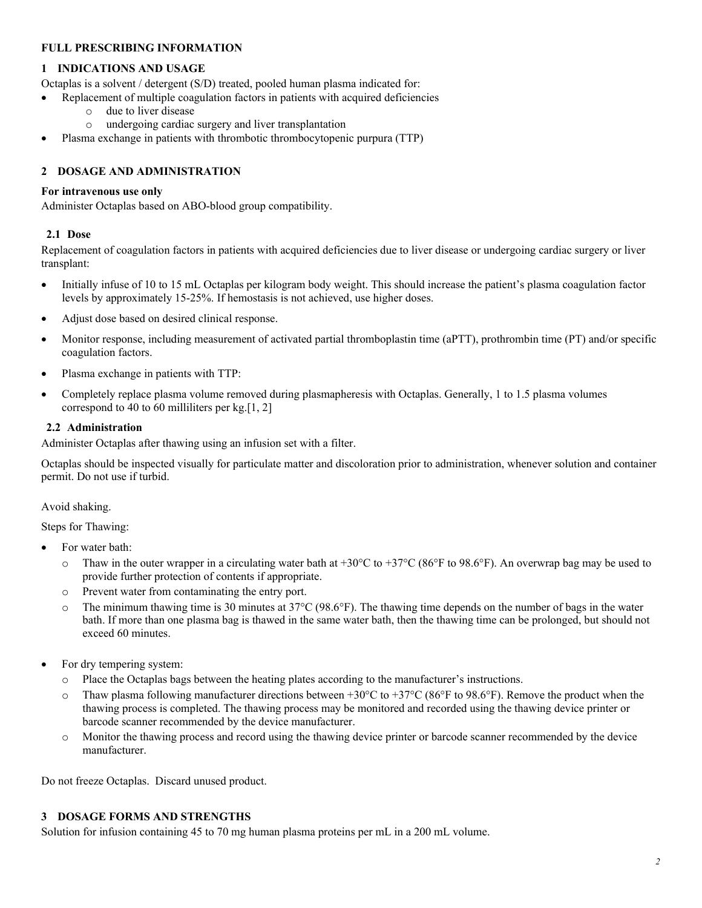## FULL PRESCRIBING INFORMATION

### 1 INDICATIONS AND USAGE

Octaplas is a solvent / detergent (S/D) treated, pooled human plasma indicated for:

- Replacement of multiple coagulation factors in patients with acquired deficiencies
    - due to liver disease
    - undergoing cardiac surgery and liver transplantation
- Plasma exchange in patients with thrombotic thrombocytopenic purpura (TTP)

### 2 DOSAGE AND ADMINISTRATION

**For intravenous use only**

Administer Octaplas based on ABO-blood group compatibility.

#### 2.1 Dose

Replacement of coagulation factors in patients with acquired deficiencies due to liver disease or undergoing cardiac surgery or liver transplant:

- Initially infuse of 10 to 15 mL Octaplas per kilogram body weight. This should increase the patient's plasma coagulation factor levels by approximately 15-25%. If hemostasis is not achieved, use higher doses.
- Adjust dose based on desired clinical response.
- Monitor response, including measurement of activated partial thromboplastin time (aPTT), prothrombin time (PT) and/or specific coagulation factors.
- Plasma exchange in patients with TTP:
- Completely replace plasma volume removed during plasmapheresis with Octaplas. Generally, 1 to 1.5 plasma volumes correspond to 40 to 60 milliliters per kg.[1, 2]

#### 2.2 Administration

Administer Octaplas after thawing using an infusion set with a filter.

Octaplas should be inspected visually for particulate matter and discoloration prior to administration, whenever solution and container permit. Do not use if turbid.

Avoid shaking.

Steps for Thawing:

- For water bath:
    - Thaw in the outer wrapper in a circulating water bath at +30°C to +37°C (86°F to 98.6°F). An overwrap bag may be used to provide further protection of contents if appropriate.
    - Prevent water from contaminating the entry port.
    - The minimum thawing time is 30 minutes at 37°C (98.6°F). The thawing time depends on the number of bags in the water bath. If more than one plasma bag is thawed in the same water bath, then the thawing time can be prolonged, but should not exceed 60 minutes.
- For dry tempering system:
    - Place the Octaplas bags between the heating plates according to the manufacturer's instructions.
    - Thaw plasma following manufacturer directions between +30°C to +37°C (86°F to 98.6°F). Remove the product when the thawing process is completed. The thawing process may be monitored and recorded using the thawing device printer or barcode scanner recommended by the device manufacturer.
    - Monitor the thawing process and record using the thawing device printer or barcode scanner recommended by the device manufacturer.

Do not freeze Octaplas. Discard unused product.

### 3 DOSAGE FORMS AND STRENGTHS

Solution for infusion containing 45 to 70 mg human plasma proteins per mL in a 200 mL volume.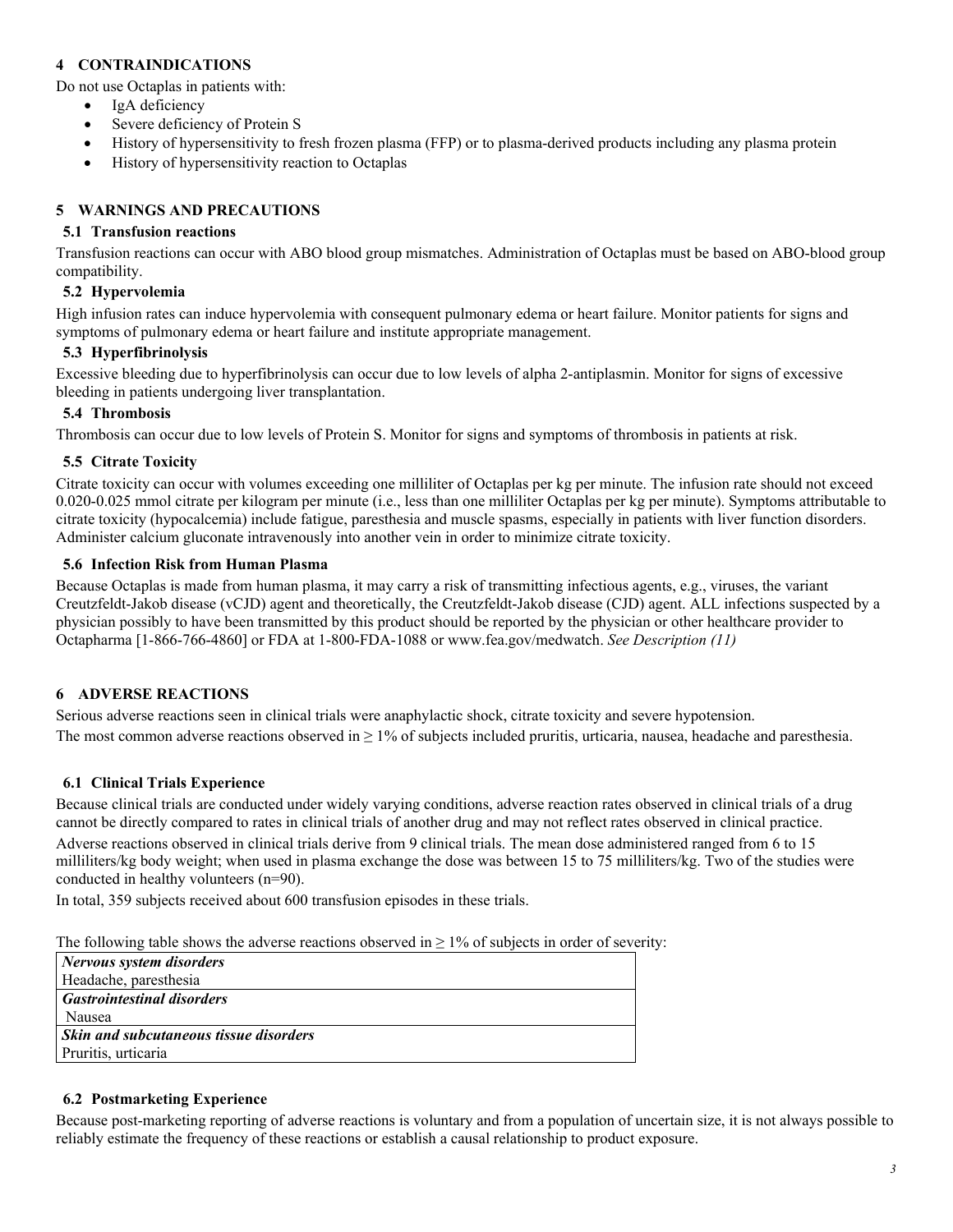## 4 CONTRAINDICATIONS

Do not use Octaplas in patients with:

- IgA deficiency
- Severe deficiency of Protein S
- History of hypersensitivity to fresh frozen plasma (FFP) or to plasma-derived products including any plasma protein
- History of hypersensitivity reaction to Octaplas

## 5 WARNINGS AND PRECAUTIONS

### 5.1 Transfusion reactions

Transfusion reactions can occur with ABO blood group mismatches. Administration of Octaplas must be based on ABO-blood group compatibility.

### 5.2 Hypervolemia

High infusion rates can induce hypervolemia with consequent pulmonary edema or heart failure. Monitor patients for signs and symptoms of pulmonary edema or heart failure and institute appropriate management.

### 5.3 Hyperfibrinolysis

Excessive bleeding due to hyperfibrinolysis can occur due to low levels of alpha 2-antiplasmin. Monitor for signs of excessive bleeding in patients undergoing liver transplantation.

### 5.4 Thrombosis

Thrombosis can occur due to low levels of Protein S. Monitor for signs and symptoms of thrombosis in patients at risk.

### 5.5 Citrate Toxicity

Citrate toxicity can occur with volumes exceeding one milliliter of Octaplas per kg per minute. The infusion rate should not exceed 0.020-0.025 mmol citrate per kilogram per minute (i.e., less than one milliliter Octaplas per kg per minute). Symptoms attributable to citrate toxicity (hypocalcemia) include fatigue, paresthesia and muscle spasms, especially in patients with liver function disorders. Administer calcium gluconate intravenously into another vein in order to minimize citrate toxicity.

### 5.6 Infection Risk from Human Plasma

Because Octaplas is made from human plasma, it may carry a risk of transmitting infectious agents, e.g., viruses, the variant Creutzfeldt-Jakob disease (vCJD) agent and theoretically, the Creutzfeldt-Jakob disease (CJD) agent. ALL infections suspected by a physician possibly to have been transmitted by this product should be reported by the physician or other healthcare provider to Octapharma [1-866-766-4860] or FDA at 1-800-FDA-1088 or www.fea.gov/medwatch. *See Description (11)*

## 6 ADVERSE REACTIONS

Serious adverse reactions seen in clinical trials were anaphylactic shock, citrate toxicity and severe hypotension.

The most common adverse reactions observed in ≥ 1% of subjects included pruritis, urticaria, nausea, headache and paresthesia.

### 6.1 Clinical Trials Experience

Because clinical trials are conducted under widely varying conditions, adverse reaction rates observed in clinical trials of a drug cannot be directly compared to rates in clinical trials of another drug and may not reflect rates observed in clinical practice.

Adverse reactions observed in clinical trials derive from 9 clinical trials. The mean dose administered ranged from 6 to 15 milliliters/kg body weight; when used in plasma exchange the dose was between 15 to 75 milliliters/kg. Two of the studies were conducted in healthy volunteers (n=90).

In total, 359 subjects received about 600 transfusion episodes in these trials.

The following table shows the adverse reactions observed in ≥ 1% of subjects in order of severity:

| ***Nervous system disorders*** |
|---|
| Headache, paresthesia |
| ***Gastrointestinal disorders*** |
| Nausea |
| ***Skin and subcutaneous tissue disorders*** |
| Pruritis, urticaria |

### 6.2 Postmarketing Experience

Because post-marketing reporting of adverse reactions is voluntary and from a population of uncertain size, it is not always possible to reliably estimate the frequency of these reactions or establish a causal relationship to product exposure.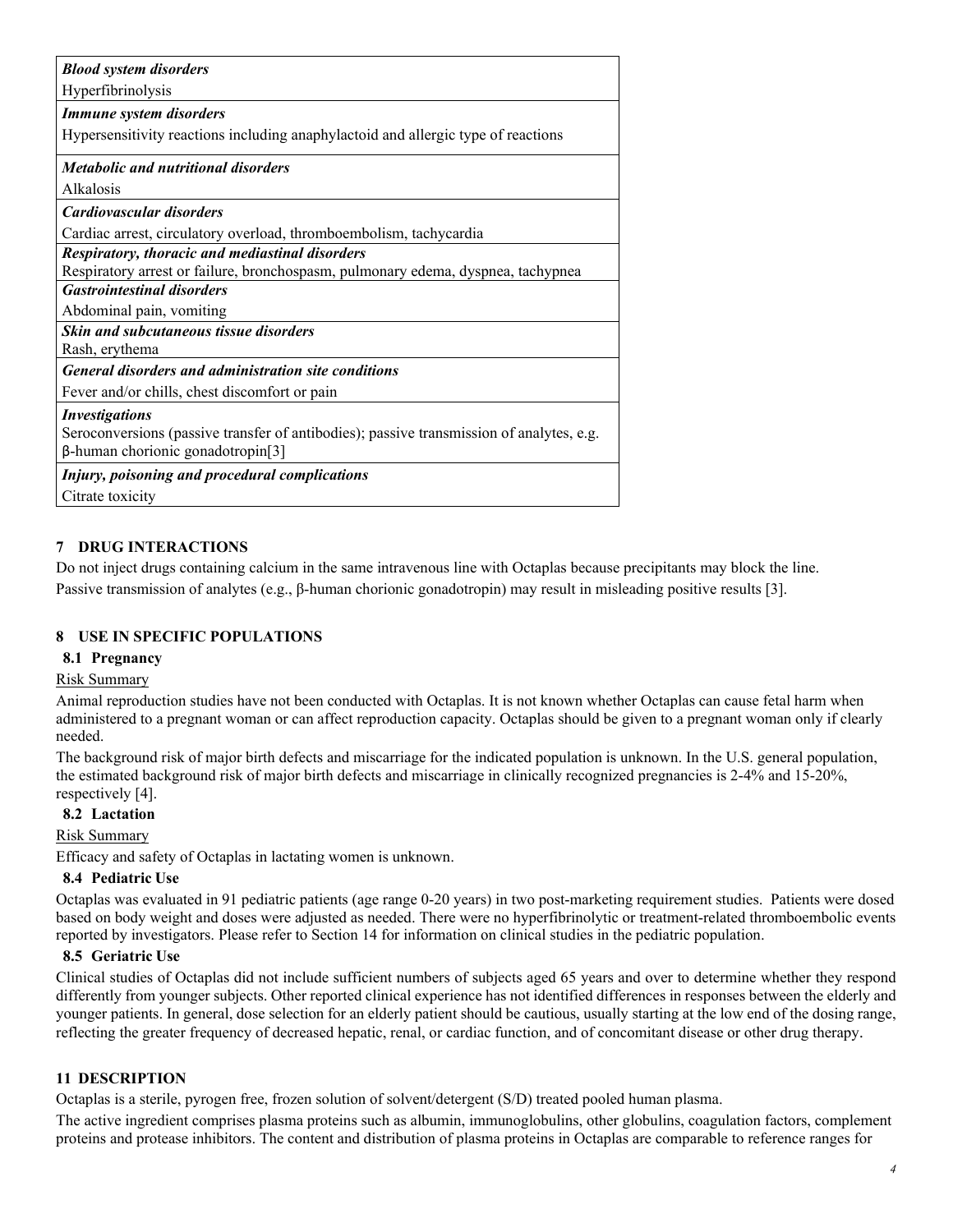| |
|---|
| ***Blood system disorders*** |
| Hyperfibrinolysis |
| ***Immune system disorders*** |
| Hypersensitivity reactions including anaphylactoid and allergic type of reactions |
| ***Metabolic and nutritional disorders*** |
| Alkalosis |
| ***Cardiovascular disorders*** |
| Cardiac arrest, circulatory overload, thromboembolism, tachycardia |
| ***Respiratory, thoracic and mediastinal disorders*** |
| Respiratory arrest or failure, bronchospasm, pulmonary edema, dyspnea, tachypnea |
| ***Gastrointestinal disorders*** |
| Abdominal pain, vomiting |
| ***Skin and subcutaneous tissue disorders*** |
| Rash, erythema |
| ***General disorders and administration site conditions*** |
| Fever and/or chills, chest discomfort or pain |
| ***Investigations*** |
| Seroconversions (passive transfer of antibodies); passive transmission of analytes, e.g. β-human chorionic gonadotropin[3] |
| ***Injury, poisoning and procedural complications*** |
| Citrate toxicity |

## 7 DRUG INTERACTIONS

Do not inject drugs containing calcium in the same intravenous line with Octaplas because precipitants may block the line.

Passive transmission of analytes (e.g., β-human chorionic gonadotropin) may result in misleading positive results [3].

## 8 USE IN SPECIFIC POPULATIONS

### 8.1 Pregnancy

Risk Summary

Animal reproduction studies have not been conducted with Octaplas. It is not known whether Octaplas can cause fetal harm when administered to a pregnant woman or can affect reproduction capacity. Octaplas should be given to a pregnant woman only if clearly needed.

The background risk of major birth defects and miscarriage for the indicated population is unknown. In the U.S. general population, the estimated background risk of major birth defects and miscarriage in clinically recognized pregnancies is 2-4% and 15-20%, respectively [4].

### 8.2 Lactation

Risk Summary

Efficacy and safety of Octaplas in lactating women is unknown.

### 8.4 Pediatric Use

Octaplas was evaluated in 91 pediatric patients (age range 0-20 years) in two post-marketing requirement studies. Patients were dosed based on body weight and doses were adjusted as needed. There were no hyperfibrinolytic or treatment-related thromboembolic events reported by investigators. Please refer to Section 14 for information on clinical studies in the pediatric population.

### 8.5 Geriatric Use

Clinical studies of Octaplas did not include sufficient numbers of subjects aged 65 years and over to determine whether they respond differently from younger subjects. Other reported clinical experience has not identified differences in responses between the elderly and younger patients. In general, dose selection for an elderly patient should be cautious, usually starting at the low end of the dosing range, reflecting the greater frequency of decreased hepatic, renal, or cardiac function, and of concomitant disease or other drug therapy.

## 11 DESCRIPTION

Octaplas is a sterile, pyrogen free, frozen solution of solvent/detergent (S/D) treated pooled human plasma.

The active ingredient comprises plasma proteins such as albumin, immunoglobulins, other globulins, coagulation factors, complement proteins and protease inhibitors. The content and distribution of plasma proteins in Octaplas are comparable to reference ranges for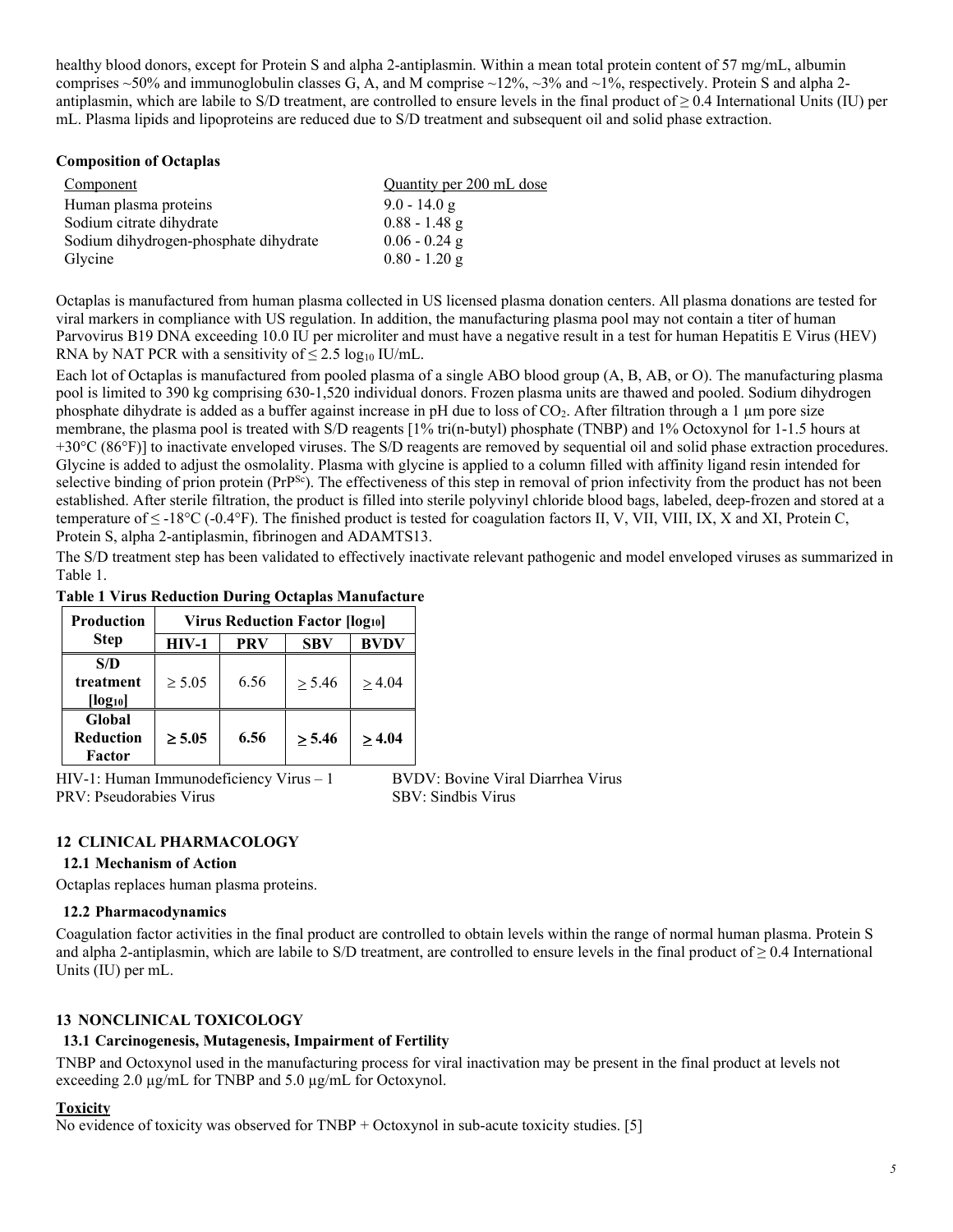healthy blood donors, except for Protein S and alpha 2-antiplasmin. Within a mean total protein content of 57 mg/mL, albumin comprises ~50% and immunoglobulin classes G, A, and M comprise ~12%, ~3% and ~1%, respectively. Protein S and alpha 2-antiplasmin, which are labile to S/D treatment, are controlled to ensure levels in the final product of ≥ 0.4 International Units (IU) per mL. Plasma lipids and lipoproteins are reduced due to S/D treatment and subsequent oil and solid phase extraction.

**Composition of Octaplas**

| Component | Quantity per 200 mL dose |
|---|---|
| Human plasma proteins | 9.0 - 14.0 g |
| Sodium citrate dihydrate | 0.88 - 1.48 g |
| Sodium dihydrogen-phosphate dihydrate | 0.06 - 0.24 g |
| Glycine | 0.80 - 1.20 g |

Octaplas is manufactured from human plasma collected in US licensed plasma donation centers. All plasma donations are tested for viral markers in compliance with US regulation. In addition, the manufacturing plasma pool may not contain a titer of human Parvovirus B19 DNA exceeding 10.0 IU per microliter and must have a negative result in a test for human Hepatitis E Virus (HEV) RNA by NAT PCR with a sensitivity of ≤ 2.5 $\log_{10}$ IU/mL.

Each lot of Octaplas is manufactured from pooled plasma of a single ABO blood group (A, B, AB, or O). The manufacturing plasma pool is limited to 390 kg comprising 630-1,520 individual donors. Frozen plasma units are thawed and pooled. Sodium dihydrogen phosphate dihydrate is added as a buffer against increase in pH due to loss of $CO_2$. After filtration through a 1 µm pore size membrane, the plasma pool is treated with S/D reagents [1% tri(n-butyl) phosphate (TNBP) and 1% Octoxynol for 1-1.5 hours at +30°C (86°F)] to inactivate enveloped viruses. The S/D reagents are removed by sequential oil and solid phase extraction procedures. Glycine is added to adjust the osmolality. Plasma with glycine is applied to a column filled with affinity ligand resin intended for selective binding of prion protein ($PrP^{Sc}$). The effectiveness of this step in removal of prion infectivity from the product has not been established. After sterile filtration, the product is filled into sterile polyvinyl chloride blood bags, labeled, deep-frozen and stored at a temperature of ≤ -18°C (-0.4°F). The finished product is tested for coagulation factors II, V, VII, VIII, IX, X and XI, Protein C, Protein S, alpha 2-antiplasmin, fibrinogen and ADAMTS13.

The S/D treatment step has been validated to effectively inactivate relevant pathogenic and model enveloped viruses as summarized in Table 1.

**Table 1 Virus Reduction During Octaplas Manufacture**

| Production Step | Virus Reduction Factor [$\log_{10}$] | | | |
|---|---|---|---|---|
| | **HIV-1** | **PRV** | **SBV** | **BVDV** |
| **S/D treatment [$\log_{10}$]** | ≥ 5.05 | 6.56 | ≥ 5.46 | ≥ 4.04 |
| **Global Reduction Factor** | **≥ 5.05** | **6.56** | **≥ 5.46** | **≥ 4.04** |

HIV-1: Human Immunodeficiency Virus – 1
PRV: Pseudorabies Virus
BVDV: Bovine Viral Diarrhea Virus
SBV: Sindbis Virus

## 12 CLINICAL PHARMACOLOGY

### 12.1 Mechanism of Action

Octaplas replaces human plasma proteins.

### 12.2 Pharmacodynamics

Coagulation factor activities in the final product are controlled to obtain levels within the range of normal human plasma. Protein S and alpha 2-antiplasmin, which are labile to S/D treatment, are controlled to ensure levels in the final product of ≥ 0.4 International Units (IU) per mL.

## 13 NONCLINICAL TOXICOLOGY

### 13.1 Carcinogenesis, Mutagenesis, Impairment of Fertility

TNBP and Octoxynol used in the manufacturing process for viral inactivation may be present in the final product at levels not exceeding 2.0 µg/mL for TNBP and 5.0 µg/mL for Octoxynol.

**Toxicity**

No evidence of toxicity was observed for TNBP + Octoxynol in sub-acute toxicity studies. [5]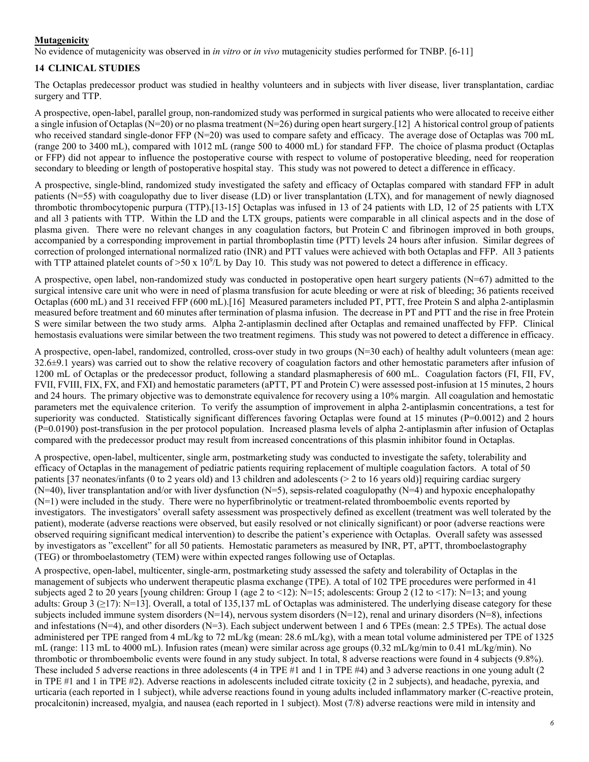**Mutagenicity**

No evidence of mutagenicity was observed in *in vitro* or *in vivo* mutagenicity studies performed for TNBP. [6-11]

## 14 CLINICAL STUDIES

The Octaplas predecessor product was studied in healthy volunteers and in subjects with liver disease, liver transplantation, cardiac surgery and TTP.

A prospective, open-label, parallel group, non-randomized study was performed in surgical patients who were allocated to receive either a single infusion of Octaplas (N=20) or no plasma treatment (N=26) during open heart surgery.[12] A historical control group of patients who received standard single-donor FFP (N=20) was used to compare safety and efficacy. The average dose of Octaplas was 700 mL (range 200 to 3400 mL), compared with 1012 mL (range 500 to 4000 mL) for standard FFP. The choice of plasma product (Octaplas or FFP) did not appear to influence the postoperative course with respect to volume of postoperative bleeding, need for reoperation secondary to bleeding or length of postoperative hospital stay. This study was not powered to detect a difference in efficacy.

A prospective, single-blind, randomized study investigated the safety and efficacy of Octaplas compared with standard FFP in adult patients (N=55) with coagulopathy due to liver disease (LD) or liver transplantation (LTX), and for management of newly diagnosed thrombotic thrombocytopenic purpura (TTP).[13-15] Octaplas was infused in 13 of 24 patients with LD, 12 of 25 patients with LTX and all 3 patients with TTP. Within the LD and the LTX groups, patients were comparable in all clinical aspects and in the dose of plasma given. There were no relevant changes in any coagulation factors, but Protein C and fibrinogen improved in both groups, accompanied by a corresponding improvement in partial thromboplastin time (PTT) levels 24 hours after infusion. Similar degrees of correction of prolonged international normalized ratio (INR) and PTT values were achieved with both Octaplas and FFP. All 3 patients with TTP attained platelet counts of >50 x $10^9$/L by Day 10. This study was not powered to detect a difference in efficacy.

A prospective, open label, non-randomized study was conducted in postoperative open heart surgery patients (N=67) admitted to the surgical intensive care unit who were in need of plasma transfusion for acute bleeding or were at risk of bleeding; 36 patients received Octaplas (600 mL) and 31 received FFP (600 mL).[16] Measured parameters included PT, PTT, free Protein S and alpha 2-antiplasmin measured before treatment and 60 minutes after termination of plasma infusion. The decrease in PT and PTT and the rise in free Protein S were similar between the two study arms. Alpha 2-antiplasmin declined after Octaplas and remained unaffected by FFP. Clinical hemostasis evaluations were similar between the two treatment regimens. This study was not powered to detect a difference in efficacy.

A prospective, open-label, randomized, controlled, cross-over study in two groups (N=30 each) of healthy adult volunteers (mean age: 32.6±9.1 years) was carried out to show the relative recovery of coagulation factors and other hemostatic parameters after infusion of 1200 mL of Octaplas or the predecessor product, following a standard plasmapheresis of 600 mL. Coagulation factors (FI, FII, FV, FVII, FVIII, FIX, FX, and FXI) and hemostatic parameters (aPTT, PT and Protein C) were assessed post-infusion at 15 minutes, 2 hours and 24 hours. The primary objective was to demonstrate equivalence for recovery using a 10% margin. All coagulation and hemostatic parameters met the equivalence criterion. To verify the assumption of improvement in alpha 2-antiplasmin concentrations, a test for superiority was conducted. Statistically significant differences favoring Octaplas were found at 15 minutes (P=0.0012) and 2 hours (P=0.0190) post-transfusion in the per protocol population. Increased plasma levels of alpha 2-antiplasmin after infusion of Octaplas compared with the predecessor product may result from increased concentrations of this plasmin inhibitor found in Octaplas.

A prospective, open-label, multicenter, single arm, postmarketing study was conducted to investigate the safety, tolerability and efficacy of Octaplas in the management of pediatric patients requiring replacement of multiple coagulation factors. A total of 50 patients [37 neonates/infants (0 to 2 years old) and 13 children and adolescents (> 2 to 16 years old)] requiring cardiac surgery (N=40), liver transplantation and/or with liver dysfunction (N=5), sepsis-related coagulopathy (N=4) and hypoxic encephalopathy (N=1) were included in the study. There were no hyperfibrinolytic or treatment-related thromboembolic events reported by investigators. The investigators' overall safety assessment was prospectively defined as excellent (treatment was well tolerated by the patient), moderate (adverse reactions were observed, but easily resolved or not clinically significant) or poor (adverse reactions were observed requiring significant medical intervention) to describe the patient's experience with Octaplas. Overall safety was assessed by investigators as "excellent" for all 50 patients. Hemostatic parameters as measured by INR, PT, aPTT, thromboelastography (TEG) or thromboelastometry (TEM) were within expected ranges following use of Octaplas.

A prospective, open-label, multicenter, single-arm, postmarketing study assessed the safety and tolerability of Octaplas in the management of subjects who underwent therapeutic plasma exchange (TPE). A total of 102 TPE procedures were performed in 41 subjects aged 2 to 20 years [young children: Group 1 (age 2 to <12): N=15; adolescents: Group 2 (12 to <17): N=13; and young adults: Group 3 (≥17): N=13]. Overall, a total of 135,137 mL of Octaplas was administered. The underlying disease category for these subjects included immune system disorders (N=14), nervous system disorders (N=12), renal and urinary disorders (N=8), infections and infestations (N=4), and other disorders (N=3). Each subject underwent between 1 and 6 TPEs (mean: 2.5 TPEs). The actual dose administered per TPE ranged from 4 mL/kg to 72 mL/kg (mean: 28.6 mL/kg), with a mean total volume administered per TPE of 1325 mL (range: 113 mL to 4000 mL). Infusion rates (mean) were similar across age groups (0.32 mL/kg/min to 0.41 mL/kg/min). No thrombotic or thromboembolic events were found in any study subject. In total, 8 adverse reactions were found in 4 subjects (9.8%). These included 5 adverse reactions in three adolescents (4 in TPE #1 and 1 in TPE #4) and 3 adverse reactions in one young adult (2 in TPE #1 and 1 in TPE #2). Adverse reactions in adolescents included citrate toxicity (2 in 2 subjects), and headache, pyrexia, and urticaria (each reported in 1 subject), while adverse reactions found in young adults included inflammatory marker (C-reactive protein, procalcitonin) increased, myalgia, and nausea (each reported in 1 subject). Most (7/8) adverse reactions were mild in intensity and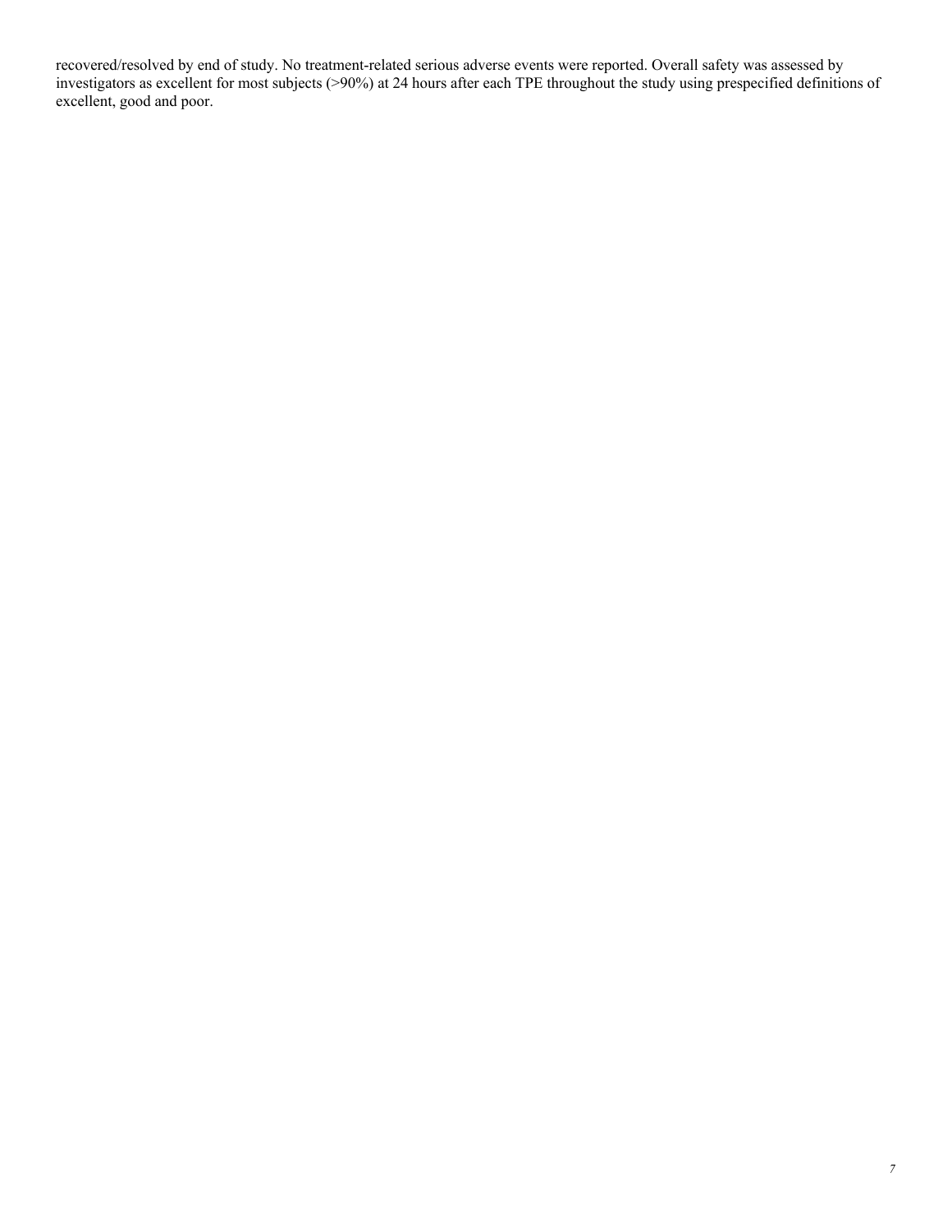recovered/resolved by end of study. No treatment-related serious adverse events were reported. Overall safety was assessed by investigators as excellent for most subjects (>90%) at 24 hours after each TPE throughout the study using prespecified definitions of excellent, good and poor.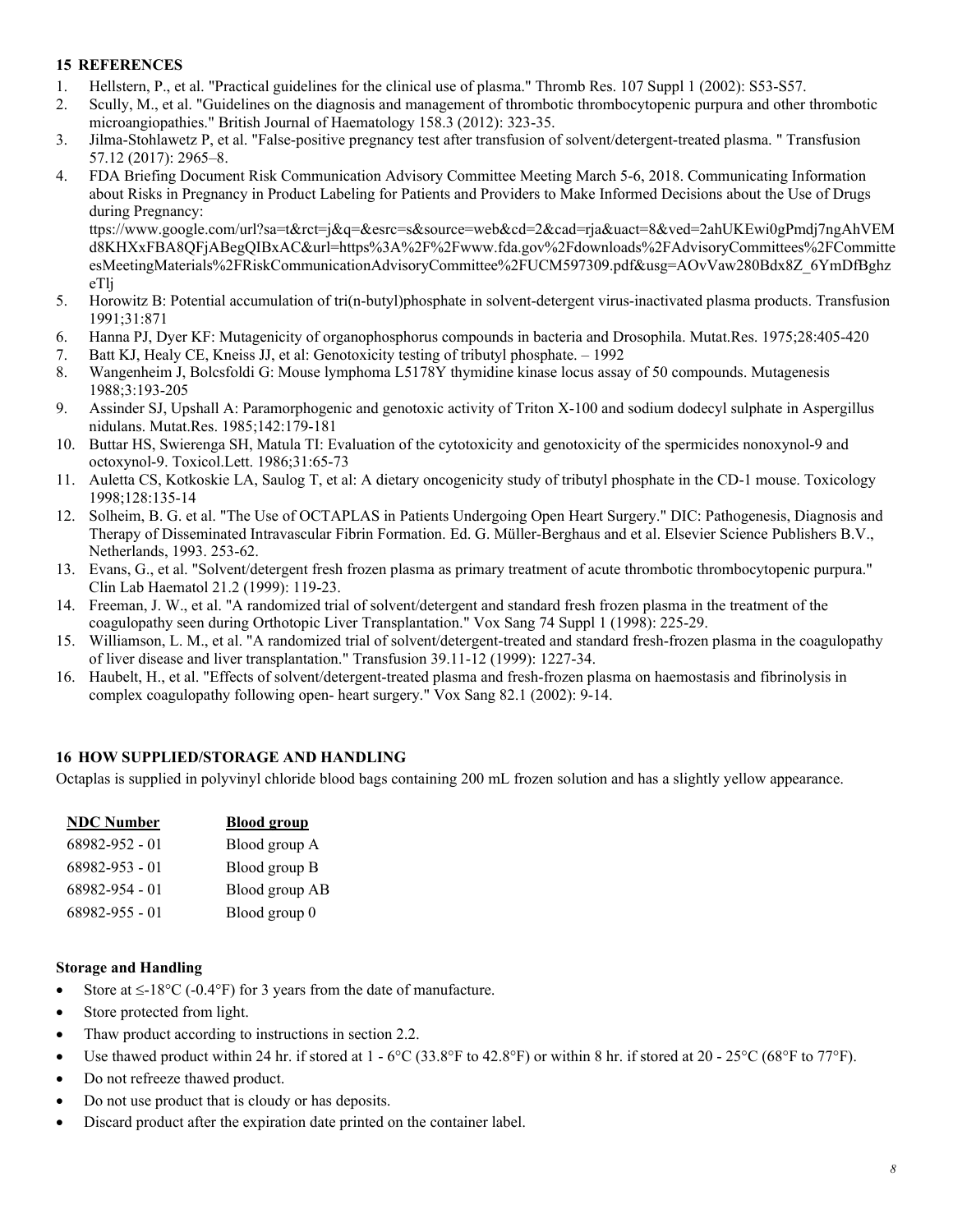## 15 REFERENCES

1. Hellstern, P., et al. "Practical guidelines for the clinical use of plasma." Thromb Res. 107 Suppl 1 (2002): S53-S57.
2. Scully, M., et al. "Guidelines on the diagnosis and management of thrombotic thrombocytopenic purpura and other thrombotic microangiopathies." British Journal of Haematology 158.3 (2012): 323-35.
3. Jilma-Stohlawetz P, et al. "False-positive pregnancy test after transfusion of solvent/detergent-treated plasma. " Transfusion 57.12 (2017): 2965–8.
4. FDA Briefing Document Risk Communication Advisory Committee Meeting March 5-6, 2018. Communicating Information about Risks in Pregnancy in Product Labeling for Patients and Providers to Make Informed Decisions about the Use of Drugs during Pregnancy: ttps://www.google.com/url?sa=t&rct=j&q=&esrc=s&source=web&cd=2&cad=rja&uact=8&ved=2ahUKEwi0gPmdj7ngAhVEMd8KHXxFBA8QFjABegQIBxAC&url=https%3A%2F%2Fwww.fda.gov%2Fdownloads%2FAdvisoryCommittees%2FCommitteesMeetingMaterials%2FRiskCommunicationAdvisoryCommittee%2FUCM597309.pdf&usg=AOvVaw280Bdx8Z_6YmDfBghzeTlj
5. Horowitz B: Potential accumulation of tri(n-butyl)phosphate in solvent-detergent virus-inactivated plasma products. Transfusion 1991;31:871
6. Hanna PJ, Dyer KF: Mutagenicity of organophosphorus compounds in bacteria and Drosophila. Mutat.Res. 1975;28:405-420
7. Batt KJ, Healy CE, Kneiss JJ, et al: Genotoxicity testing of tributyl phosphate. – 1992
8. Wangenheim J, Bolcsfoldi G: Mouse lymphoma L5178Y thymidine kinase locus assay of 50 compounds. Mutagenesis 1988;3:193-205
9. Assinder SJ, Upshall A: Paramorphogenic and genotoxic activity of Triton X-100 and sodium dodecyl sulphate in Aspergillus nidulans. Mutat.Res. 1985;142:179-181
10. Buttar HS, Swierenga SH, Matula TI: Evaluation of the cytotoxicity and genotoxicity of the spermicides nonoxynol-9 and octoxynol-9. Toxicol.Lett. 1986;31:65-73
11. Auletta CS, Kotkoskie LA, Saulog T, et al: A dietary oncogenicity study of tributyl phosphate in the CD-1 mouse. Toxicology 1998;128:135-14
12. Solheim, B. G. et al. "The Use of OCTAPLAS in Patients Undergoing Open Heart Surgery." DIC: Pathogenesis, Diagnosis and Therapy of Disseminated Intravascular Fibrin Formation. Ed. G. Müller-Berghaus and et al. Elsevier Science Publishers B.V., Netherlands, 1993. 253-62.
13. Evans, G., et al. "Solvent/detergent fresh frozen plasma as primary treatment of acute thrombotic thrombocytopenic purpura." Clin Lab Haematol 21.2 (1999): 119-23.
14. Freeman, J. W., et al. "A randomized trial of solvent/detergent and standard fresh frozen plasma in the treatment of the coagulopathy seen during Orthotopic Liver Transplantation." Vox Sang 74 Suppl 1 (1998): 225-29.
15. Williamson, L. M., et al. "A randomized trial of solvent/detergent-treated and standard fresh-frozen plasma in the coagulopathy of liver disease and liver transplantation." Transfusion 39.11-12 (1999): 1227-34.
16. Haubelt, H., et al. "Effects of solvent/detergent-treated plasma and fresh-frozen plasma on haemostasis and fibrinolysis in complex coagulopathy following open- heart surgery." Vox Sang 82.1 (2002): 9-14.

## 16 HOW SUPPLIED/STORAGE AND HANDLING

Octaplas is supplied in polyvinyl chloride blood bags containing 200 mL frozen solution and has a slightly yellow appearance.

| NDC Number | Blood group |
|---|---|
| 68982-952 - 01 | Blood group A |
| 68982-953 - 01 | Blood group B |
| 68982-954 - 01 | Blood group AB |
| 68982-955 - 01 | Blood group 0 |

**Storage and Handling**

- Store at ≤-18°C (-0.4°F) for 3 years from the date of manufacture.
- Store protected from light.
- Thaw product according to instructions in section 2.2.
- Use thawed product within 24 hr. if stored at 1 - 6°C (33.8°F to 42.8°F) or within 8 hr. if stored at 20 - 25°C (68°F to 77°F).
- Do not refreeze thawed product.
- Do not use product that is cloudy or has deposits.
- Discard product after the expiration date printed on the container label.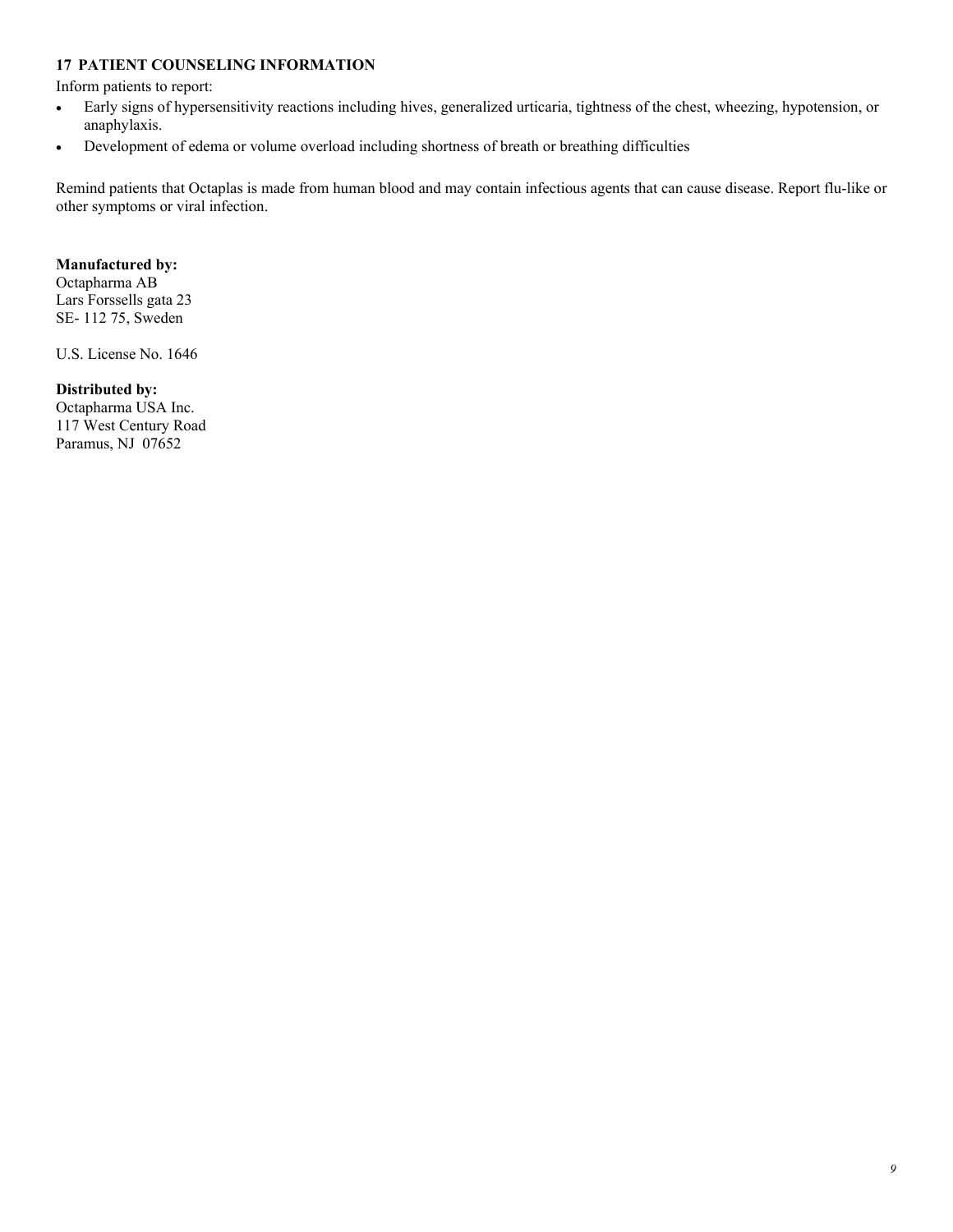## 17 PATIENT COUNSELING INFORMATION

Inform patients to report:

- Early signs of hypersensitivity reactions including hives, generalized urticaria, tightness of the chest, wheezing, hypotension, or anaphylaxis.
- Development of edema or volume overload including shortness of breath or breathing difficulties

Remind patients that Octaplas is made from human blood and may contain infectious agents that can cause disease. Report flu-like or other symptoms or viral infection.

**Manufactured by:**
Octapharma AB
Lars Forssells gata 23
SE- 112 75, Sweden

U.S. License No. 1646

**Distributed by:**
Octapharma USA Inc.
117 West Century Road
Paramus, NJ 07652